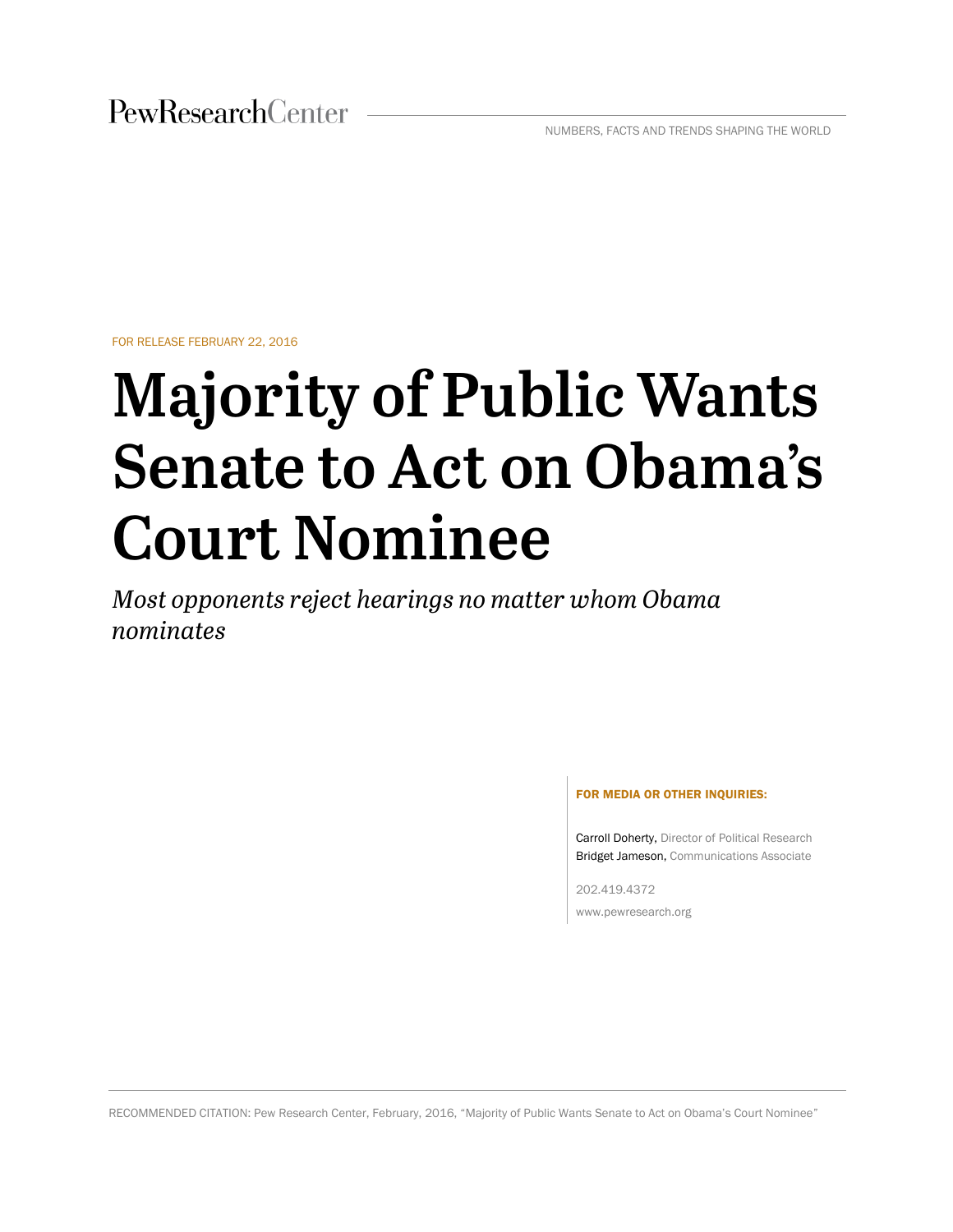PewResearchCenter

NUMBERS, FACTS AND TRENDS SHAPING THE WORLD

FOR RELEASE FEBRUARY 22, 2016

# Majority of Public Wants Senate to Act on Obama's Court Nominee

*Most opponents reject hearings no matter whom Obama nominates*

**FOR MEDIA OR OTHER INQUIRIES:**

Carroll Doherty, Director of Political Research
Bridget Jameson, Communications Associate

202.419.4372

www.pewresearch.org

RECOMMENDED CITATION: Pew Research Center, February, 2016, "Majority of Public Wants Senate to Act on Obama's Court Nominee"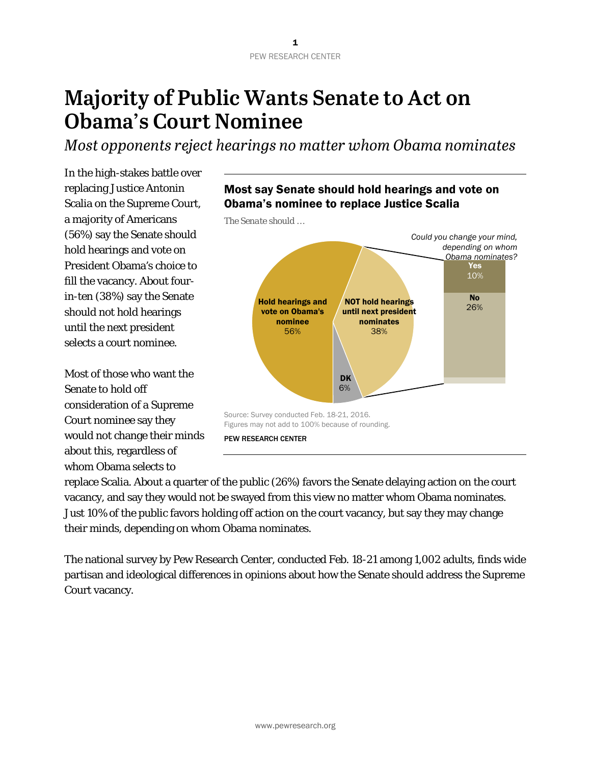# Majority of Public Wants Senate to Act on Obama's Court Nominee

*Most opponents reject hearings no matter whom Obama nominates*

In the high-stakes battle over replacing Justice Antonin Scalia on the Supreme Court, a majority of Americans (56%) say the Senate should hold hearings and vote on President Obama's choice to fill the vacancy. About four-in-ten (38%) say the Senate should not hold hearings until the next president selects a court nominee.

**Most say Senate should hold hearings and vote on Obama's nominee to replace Justice Scalia**

*The Senate should …*

| The Senate should … | % |
| --- | --- |
| Hold hearings and vote on Obama's nominee | 56% |
| NOT hold hearings until next president nominates | 38% |
| DK | 6% |

*Could you change your mind, depending on whom Obama nominates?* (among those who say NOT hold hearings)

| | % |
| --- | --- |
| Yes | 10% |
| No | 26% |

Source: Survey conducted Feb. 18-21, 2016.
Figures may not add to 100% because of rounding.

PEW RESEARCH CENTER

Most of those who want the Senate to hold off consideration of a Supreme Court nominee say they would not change their minds about this, regardless of whom Obama selects to replace Scalia. About a quarter of the public (26%) favors the Senate delaying action on the court vacancy, and say they would not be swayed from this view no matter whom Obama nominates. Just 10% of the public favors holding off action on the court vacancy, but say they may change their minds, depending on whom Obama nominates.

The national survey by Pew Research Center, conducted Feb. 18-21 among 1,002 adults, finds wide partisan and ideological differences in opinions about how the Senate should address the Supreme Court vacancy.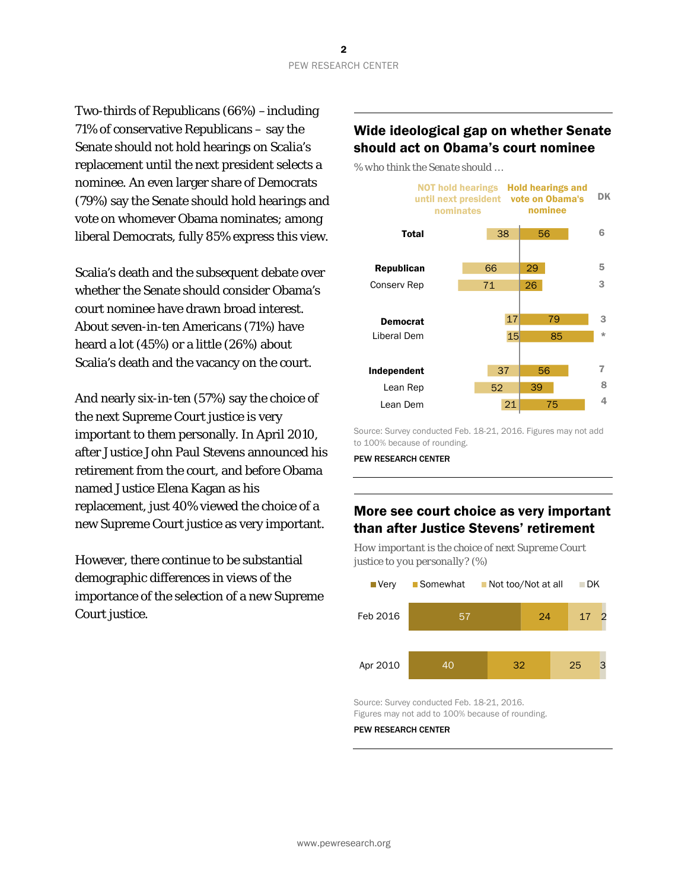Two-thirds of Republicans (66%) – including 71% of conservative Republicans – say the Senate should not hold hearings on Scalia's replacement until the next president selects a nominee. An even larger share of Democrats (79%) say the Senate should hold hearings and vote on whomever Obama nominates; among liberal Democrats, fully 85% express this view.

Scalia's death and the subsequent debate over whether the Senate should consider Obama's court nominee have drawn broad interest. About seven-in-ten Americans (71%) have heard a lot (45%) or a little (26%) about Scalia's death and the vacancy on the court.

And nearly six-in-ten (57%) say the choice of the next Supreme Court justice is very important to them personally. In April 2010, after Justice John Paul Stevens announced his retirement from the court, and before Obama named Justice Elena Kagan as his replacement, just 40% viewed the choice of a new Supreme Court justice as very important.

However, there continue to be substantial demographic differences in views of the importance of the selection of a new Supreme Court justice.

## Wide ideological gap on whether Senate should act on Obama's court nominee

% who think the Senate should …

| | NOT hold hearings until next president nominates | Hold hearings and vote on Obama's nominee | DK |
|---|---|---|---|
| **Total** | 38 | 56 | 6 |
| **Republican** | 66 | 29 | 5 |
| Conserv Rep | 71 | 26 | 3 |
| **Democrat** | 17 | 79 | 3 |
| Liberal Dem | 15 | 85 | * |
| **Independent** | 37 | 56 | 7 |
| Lean Rep | 52 | 39 | 8 |
| Lean Dem | 21 | 75 | 4 |

Source: Survey conducted Feb. 18-21, 2016. Figures may not add to 100% because of rounding.

PEW RESEARCH CENTER

## More see court choice as very important than after Justice Stevens' retirement

How important is the choice of next Supreme Court justice to you personally? (%)

| | Very | Somewhat | Not too/Not at all | DK |
|---|---|---|---|---|
| Feb 2016 | 57 | 24 | 17 | 2 |
| Apr 2010 | 40 | 32 | 25 | 3 |

Source: Survey conducted Feb. 18-21, 2016. Figures may not add to 100% because of rounding.

PEW RESEARCH CENTER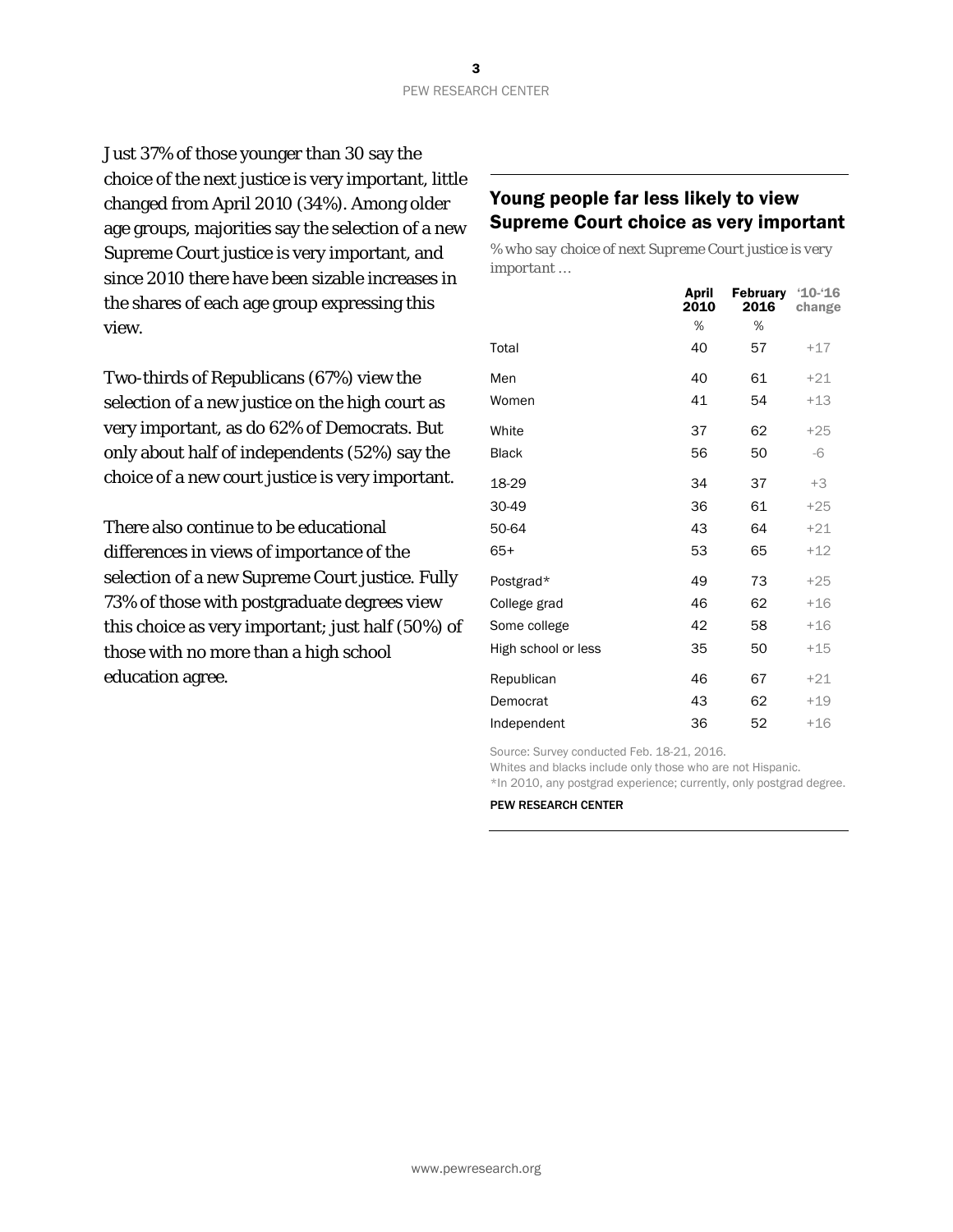Just 37% of those younger than 30 say the choice of the next justice is very important, little changed from April 2010 (34%). Among older age groups, majorities say the selection of a new Supreme Court justice is very important, and since 2010 there have been sizable increases in the shares of each age group expressing this view.

Two-thirds of Republicans (67%) view the selection of a new justice on the high court as very important, as do 62% of Democrats. But only about half of independents (52%) say the choice of a new court justice is very important.

There also continue to be educational differences in views of importance of the selection of a new Supreme Court justice. Fully 73% of those with postgraduate degrees view this choice as very important; just half (50%) of those with no more than a high school education agree.

## Young people far less likely to view Supreme Court choice as very important

*% who say choice of next Supreme Court justice is very important …*

| | April 2010 | February 2016 | '10-'16 change |
|---|---|---|---|
| | % | % | |
| Total | 40 | 57 | +17 |
| Men | 40 | 61 | +21 |
| Women | 41 | 54 | +13 |
| White | 37 | 62 | +25 |
| Black | 56 | 50 | -6 |
| 18-29 | 34 | 37 | +3 |
| 30-49 | 36 | 61 | +25 |
| 50-64 | 43 | 64 | +21 |
| 65+ | 53 | 65 | +12 |
| Postgrad* | 49 | 73 | +25 |
| College grad | 46 | 62 | +16 |
| Some college | 42 | 58 | +16 |
| High school or less | 35 | 50 | +15 |
| Republican | 46 | 67 | +21 |
| Democrat | 43 | 62 | +19 |
| Independent | 36 | 52 | +16 |

Source: Survey conducted Feb. 18-21, 2016.
Whites and blacks include only those who are not Hispanic.
*In 2010, any postgrad experience; currently, only postgrad degree.

PEW RESEARCH CENTER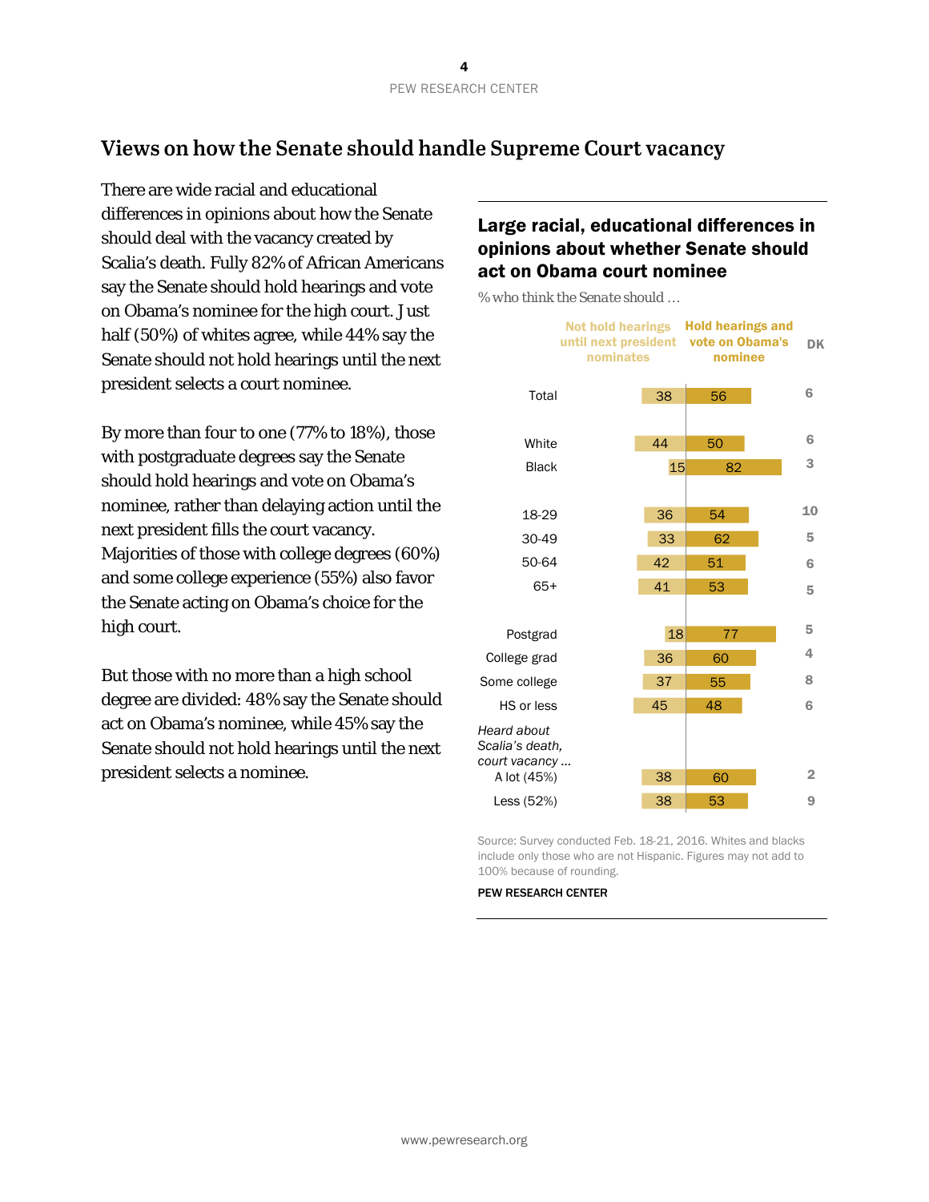## Views on how the Senate should handle Supreme Court vacancy

There are wide racial and educational differences in opinions about how the Senate should deal with the vacancy created by Scalia's death. Fully 82% of African Americans say the Senate should hold hearings and vote on Obama's nominee for the high court. Just half (50%) of whites agree, while 44% say the Senate should not hold hearings until the next president selects a court nominee.

By more than four to one (77% to 18%), those with postgraduate degrees say the Senate should hold hearings and vote on Obama's nominee, rather than delaying action until the next president fills the court vacancy. Majorities of those with college degrees (60%) and some college experience (55%) also favor the Senate acting on Obama's choice for the high court.

But those with no more than a high school degree are divided: 48% say the Senate should act on Obama's nominee, while 45% say the Senate should not hold hearings until the next president selects a nominee.

**Large racial, educational differences in opinions about whether Senate should act on Obama court nominee**

% who think the Senate should …

| | Not hold hearings until next president nominates | Hold hearings and vote on Obama's nominee | DK |
|---|---|---|---|
| Total | 38 | 56 | 6 |
| White | 44 | 50 | 6 |
| Black | 15 | 82 | 3 |
| 18-29 | 36 | 54 | 10 |
| 30-49 | 33 | 62 | 5 |
| 50-64 | 42 | 51 | 6 |
| 65+ | 41 | 53 | 5 |
| Postgrad | 18 | 77 | 5 |
| College grad | 36 | 60 | 4 |
| Some college | 37 | 55 | 8 |
| HS or less | 45 | 48 | 6 |
| *Heard about Scalia's death, court vacancy …* | | | |
| A lot (45%) | 38 | 60 | 2 |
| Less (52%) | 38 | 53 | 9 |

Source: Survey conducted Feb. 18-21, 2016. Whites and blacks include only those who are not Hispanic. Figures may not add to 100% because of rounding.

PEW RESEARCH CENTER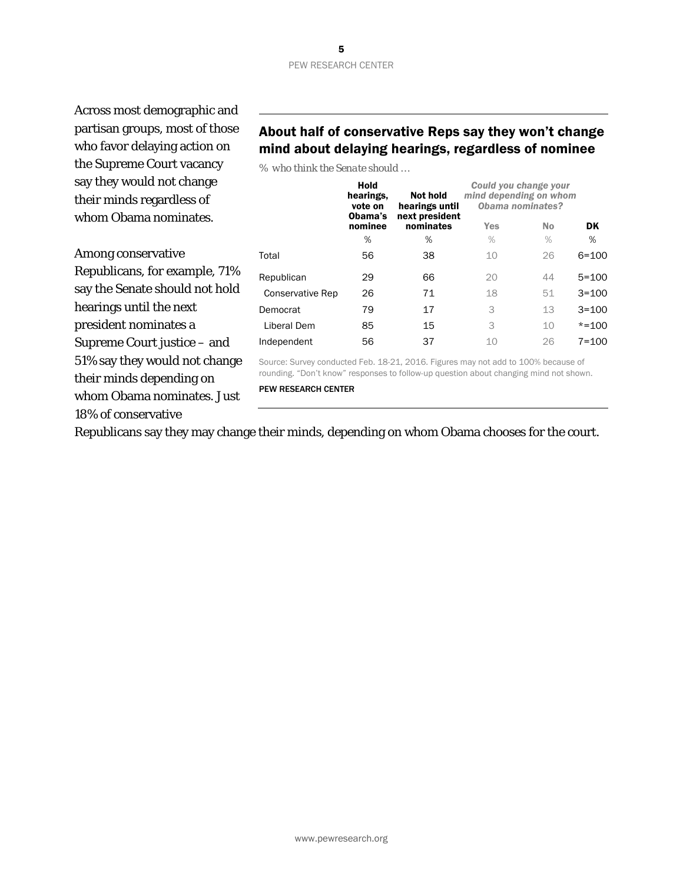Across most demographic and partisan groups, most of those who favor delaying action on the Supreme Court vacancy say they would not change their minds regardless of whom Obama nominates.

Among conservative Republicans, for example, 71% say the Senate should not hold hearings until the next president nominates a Supreme Court justice – and 51% say they would not change their minds depending on whom Obama nominates. Just 18% of conservative Republicans say they may change their minds, depending on whom Obama chooses for the court.

## About half of conservative Reps say they won't change mind about delaying hearings, regardless of nominee

*% who think the Senate should …*

| | Hold hearings, vote on Obama's nominee | Not hold hearings until next president nominates | *Could you change your mind depending on whom Obama nominates?* | | DK |
|---|---|---|---|---|---|
| | | | Yes | No | |
| | % | % | % | % | % |
| Total | 56 | 38 | 10 | 26 | 6=100 |
| Republican | 29 | 66 | 20 | 44 | 5=100 |
| Conservative Rep | 26 | 71 | 18 | 51 | 3=100 |
| Democrat | 79 | 17 | 3 | 13 | 3=100 |
| Liberal Dem | 85 | 15 | 3 | 10 | *=100 |
| Independent | 56 | 37 | 10 | 26 | 7=100 |

Source: Survey conducted Feb. 18-21, 2016. Figures may not add to 100% because of rounding. "Don't know" responses to follow-up question about changing mind not shown.

PEW RESEARCH CENTER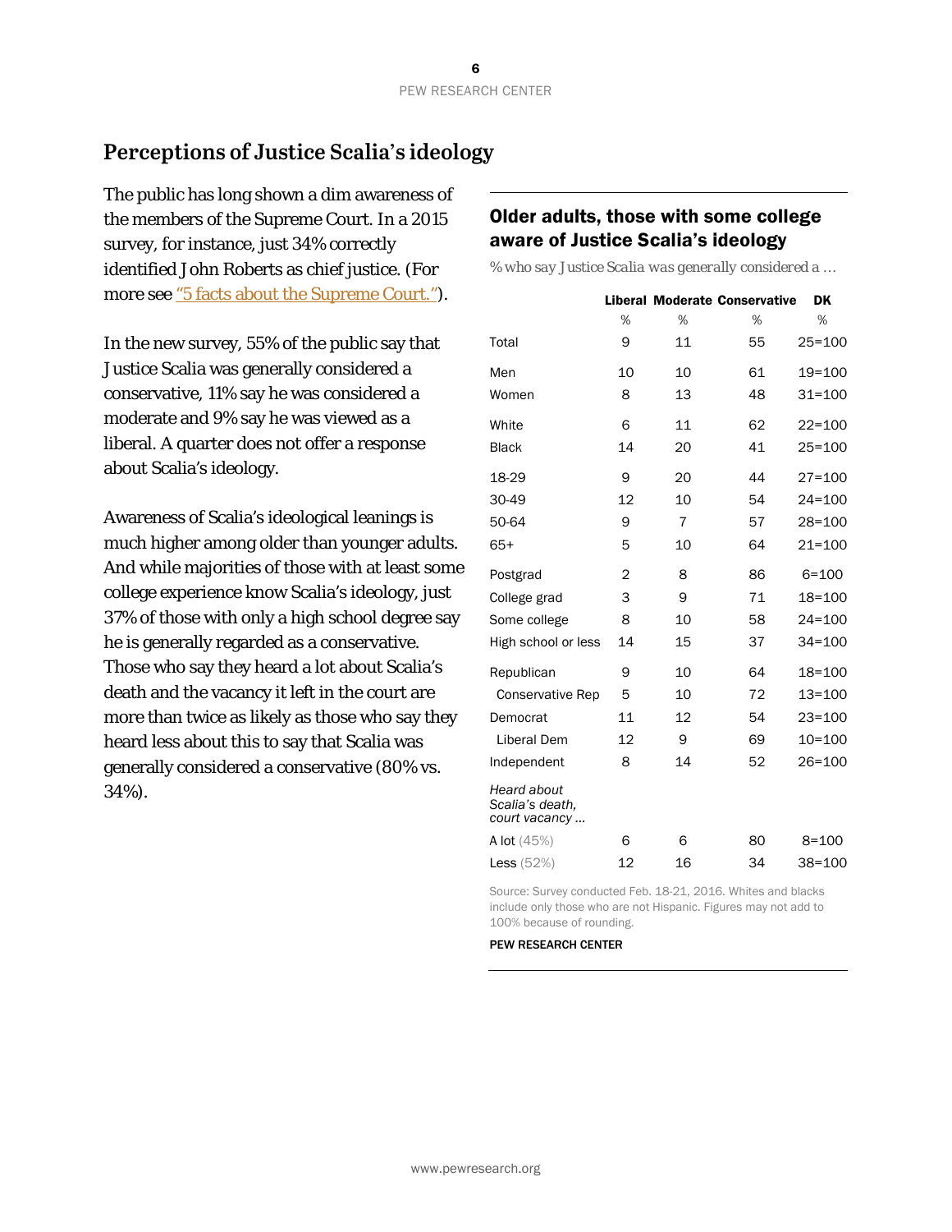## Perceptions of Justice Scalia's ideology

The public has long shown a dim awareness of the members of the Supreme Court. In a 2015 survey, for instance, just 34% correctly identified John Roberts as chief justice. (For more see "5 facts about the Supreme Court.").

In the new survey, 55% of the public say that Justice Scalia was generally considered a conservative, 11% say he was considered a moderate and 9% say he was viewed as a liberal. A quarter does not offer a response about Scalia's ideology.

Awareness of Scalia's ideological leanings is much higher among older than younger adults. And while majorities of those with at least some college experience know Scalia's ideology, just 37% of those with only a high school degree say he is generally regarded as a conservative. Those who say they heard a lot about Scalia's death and the vacancy it left in the court are more than twice as likely as those who say they heard less about this to say that Scalia was generally considered a conservative (80% vs. 34%).

### Older adults, those with some college aware of Justice Scalia's ideology

*% who say Justice Scalia was generally considered a …*

| | Liberal | Moderate | Conservative | DK |
|---|---|---|---|---|
| | % | % | % | % |
| Total | 9 | 11 | 55 | 25=100 |
| Men | 10 | 10 | 61 | 19=100 |
| Women | 8 | 13 | 48 | 31=100 |
| White | 6 | 11 | 62 | 22=100 |
| Black | 14 | 20 | 41 | 25=100 |
| 18-29 | 9 | 20 | 44 | 27=100 |
| 30-49 | 12 | 10 | 54 | 24=100 |
| 50-64 | 9 | 7 | 57 | 28=100 |
| 65+ | 5 | 10 | 64 | 21=100 |
| Postgrad | 2 | 8 | 86 | 6=100 |
| College grad | 3 | 9 | 71 | 18=100 |
| Some college | 8 | 10 | 58 | 24=100 |
| High school or less | 14 | 15 | 37 | 34=100 |
| Republican | 9 | 10 | 64 | 18=100 |
| Conservative Rep | 5 | 10 | 72 | 13=100 |
| Democrat | 11 | 12 | 54 | 23=100 |
| Liberal Dem | 12 | 9 | 69 | 10=100 |
| Independent | 8 | 14 | 52 | 26=100 |
| *Heard about Scalia's death, court vacancy …* | | | | |
| A lot (45%) | 6 | 6 | 80 | 8=100 |
| Less (52%) | 12 | 16 | 34 | 38=100 |

Source: Survey conducted Feb. 18-21, 2016. Whites and blacks include only those who are not Hispanic. Figures may not add to 100% because of rounding.

PEW RESEARCH CENTER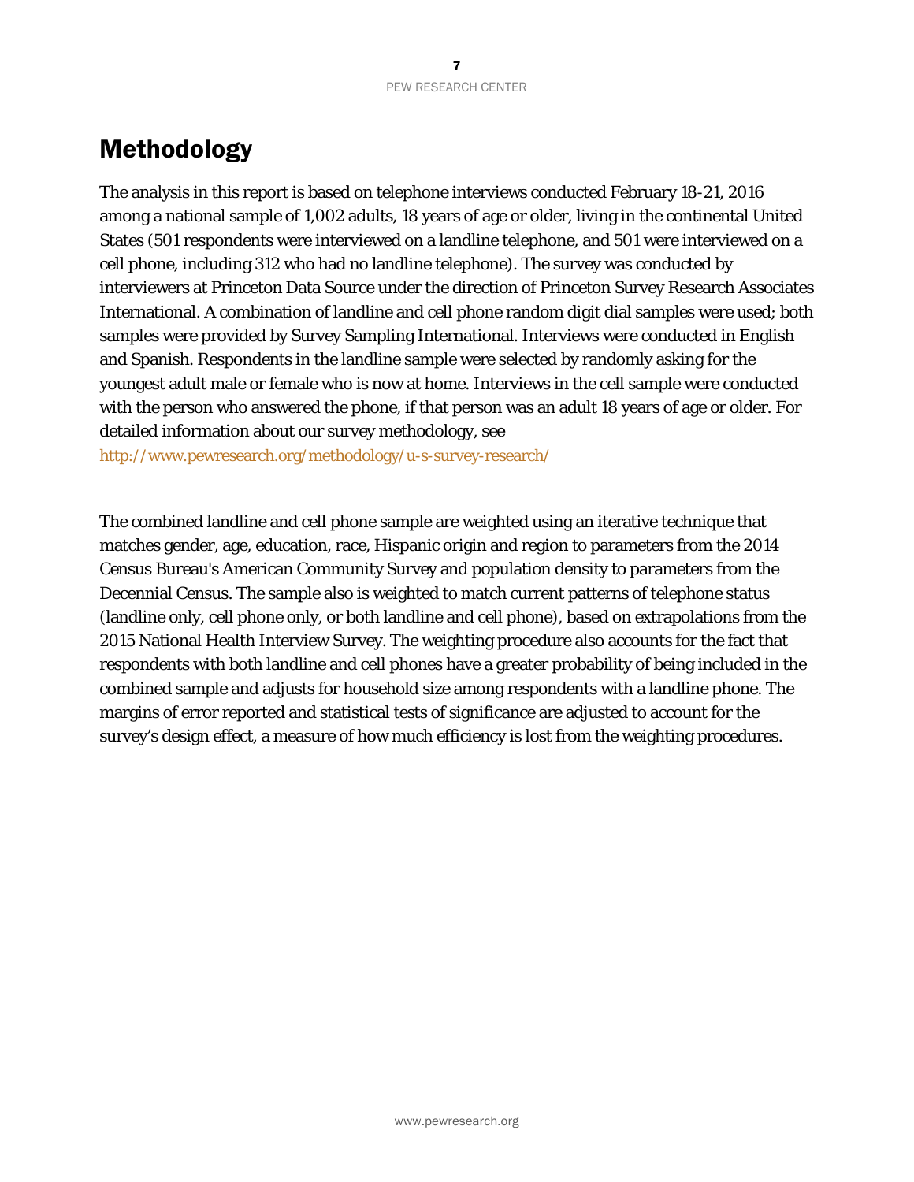# Methodology

The analysis in this report is based on telephone interviews conducted February 18-21, 2016 among a national sample of 1,002 adults, 18 years of age or older, living in the continental United States (501 respondents were interviewed on a landline telephone, and 501 were interviewed on a cell phone, including 312 who had no landline telephone). The survey was conducted by interviewers at Princeton Data Source under the direction of Princeton Survey Research Associates International. A combination of landline and cell phone random digit dial samples were used; both samples were provided by Survey Sampling International. Interviews were conducted in English and Spanish. Respondents in the landline sample were selected by randomly asking for the youngest adult male or female who is now at home. Interviews in the cell sample were conducted with the person who answered the phone, if that person was an adult 18 years of age or older. For detailed information about our survey methodology, see http://www.pewresearch.org/methodology/u-s-survey-research/

The combined landline and cell phone sample are weighted using an iterative technique that matches gender, age, education, race, Hispanic origin and region to parameters from the 2014 Census Bureau's American Community Survey and population density to parameters from the Decennial Census. The sample also is weighted to match current patterns of telephone status (landline only, cell phone only, or both landline and cell phone), based on extrapolations from the 2015 National Health Interview Survey. The weighting procedure also accounts for the fact that respondents with both landline and cell phones have a greater probability of being included in the combined sample and adjusts for household size among respondents with a landline phone. The margins of error reported and statistical tests of significance are adjusted to account for the survey's design effect, a measure of how much efficiency is lost from the weighting procedures.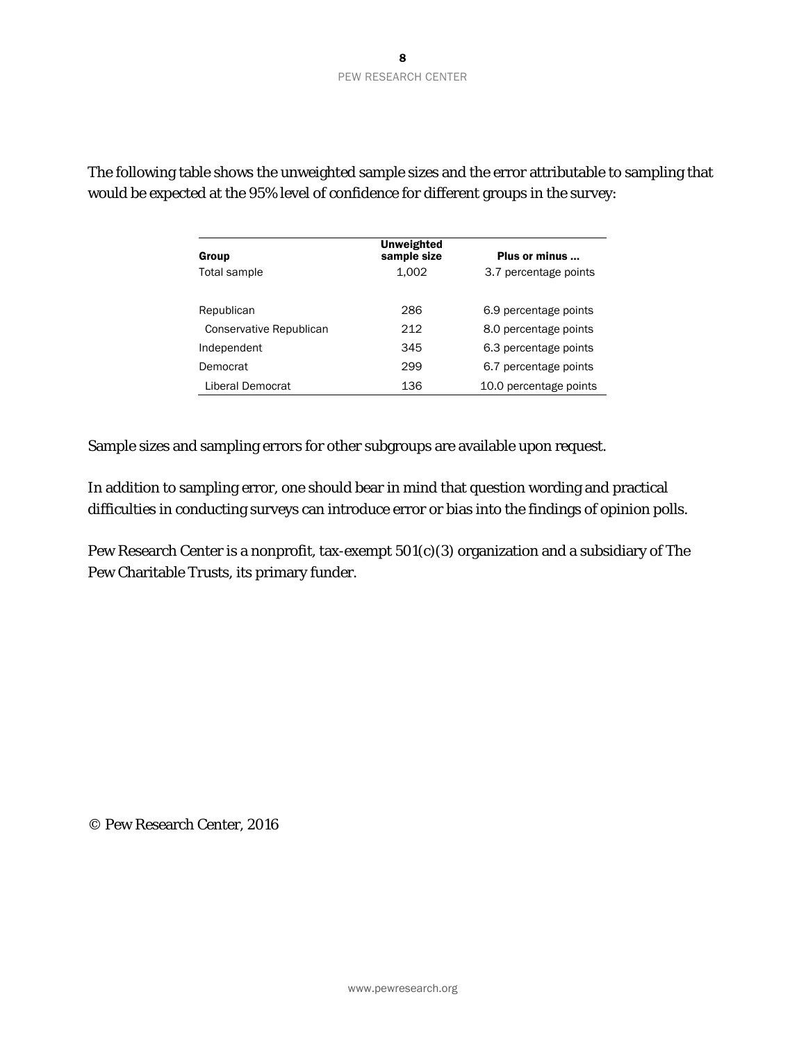The following table shows the unweighted sample sizes and the error attributable to sampling that would be expected at the 95% level of confidence for different groups in the survey:

| Group | Unweighted sample size | Plus or minus ... |
|---|---|---|
| Total sample | 1,002 | 3.7 percentage points |
| | | |
| Republican | 286 | 6.9 percentage points |
| Conservative Republican | 212 | 8.0 percentage points |
| Independent | 345 | 6.3 percentage points |
| Democrat | 299 | 6.7 percentage points |
| Liberal Democrat | 136 | 10.0 percentage points |

Sample sizes and sampling errors for other subgroups are available upon request.

In addition to sampling error, one should bear in mind that question wording and practical difficulties in conducting surveys can introduce error or bias into the findings of opinion polls.

Pew Research Center is a nonprofit, tax-exempt 501(c)(3) organization and a subsidiary of The Pew Charitable Trusts, its primary funder.

© Pew Research Center, 2016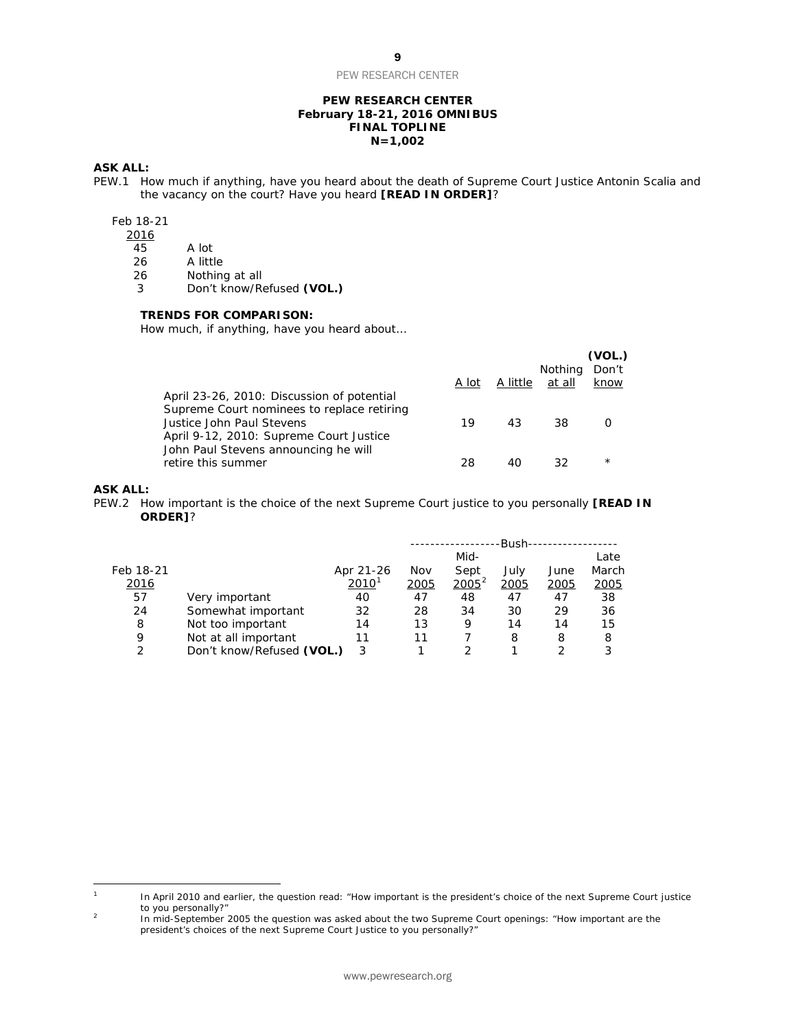**PEW RESEARCH CENTER**
**February 18-21, 2016 OMNIBUS**
**FINAL TOPLINE**
**N=1,002**

**ASK ALL:**

PEW.1 How much if anything, have you heard about the death of Supreme Court Justice Antonin Scalia and the vacancy on the court? Have you heard **[READ IN ORDER]**?

| Feb 18-21 2016 | |
|---|---|
| 45 | A lot |
| 26 | A little |
| 26 | Nothing at all |
| 3 | Don't know/Refused **(VOL.)** |

**TRENDS FOR COMPARISON:**

How much, if anything, have you heard about...

| | A lot | A little | Nothing at all | (VOL.) Don't know |
|---|---|---|---|---|
| April 23-26, 2010: Discussion of potential Supreme Court nominees to replace retiring Justice John Paul Stevens | 19 | 43 | 38 | 0 |
| April 9-12, 2010: Supreme Court Justice John Paul Stevens announcing he will retire this summer | 28 | 40 | 32 | * |

**ASK ALL:**

PEW.2 How important is the choice of the next Supreme Court justice to you personally **[READ IN ORDER]**?

| | | | Bush | | | | |
|---|---|---|---|---|---|---|---|
| Feb 18-21 2016 | | Apr 21-26 2010[1] | Nov 2005 | Mid-Sept 2005[2] | July 2005 | June 2005 | Late March 2005 |
| 57 | Very important | 40 | 47 | 48 | 47 | 47 | 38 |
| 24 | Somewhat important | 32 | 28 | 34 | 30 | 29 | 36 |
| 8 | Not too important | 14 | 13 | 9 | 14 | 14 | 15 |
| 9 | Not at all important | 11 | 11 | 7 | 8 | 8 | 8 |
| 2 | Don't know/Refused **(VOL.)** | 3 | 1 | 2 | 1 | 2 | 3 |

[1] In April 2010 and earlier, the question read: "How important is the president's choice of the next Supreme Court justice to you personally?"

[2] In mid-September 2005 the question was asked about the two Supreme Court openings: "How important are the president's choices of the next Supreme Court Justice to you personally?"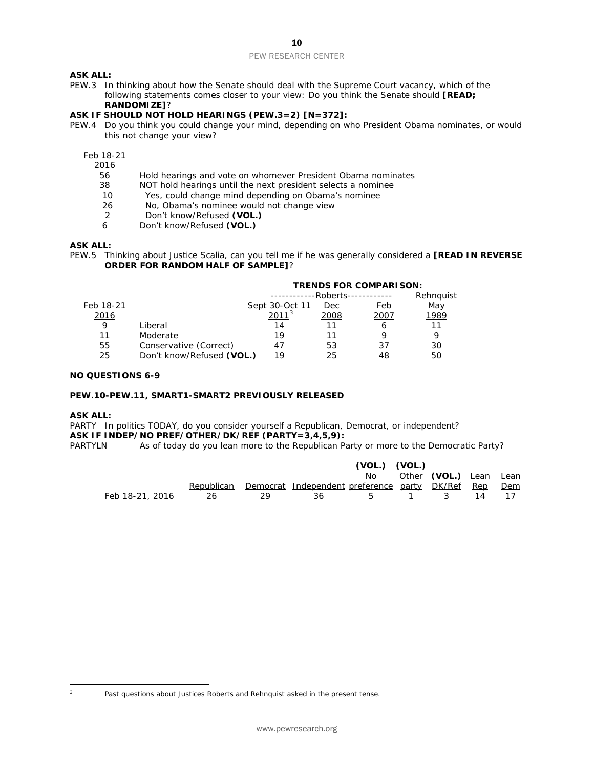**ASK ALL:**

PEW.3 In thinking about how the Senate should deal with the Supreme Court vacancy, which of the following statements comes closer to your view: Do you think the Senate should **[READ; RANDOMIZE]**?

**ASK IF SHOULD NOT HOLD HEARINGS (PEW.3=2) [N=372]:**

PEW.4 Do you think you could change your mind, depending on who President Obama nominates, or would this not change your view?

| Feb 18-21 2016 | |
|---|---|
| 56 | Hold hearings and vote on whomever President Obama nominates |
| 38 | NOT hold hearings until the next president selects a nominee |
| 10 | Yes, could change mind depending on Obama's nominee |
| 26 | No, Obama's nominee would not change view |
| 2 | Don't know/Refused **(VOL.)** |
| 6 | Don't know/Refused **(VOL.)** |

**ASK ALL:**

PEW.5 Thinking about Justice Scalia, can you tell me if he was generally considered a **[READ IN REVERSE ORDER FOR RANDOM HALF OF SAMPLE]**?

| | | **TRENDS FOR COMPARISON:** | | | |
|---|---|---|---|---|---|
| | | Roberts | | | Rehnquist |
| Feb 18-21 2016 | | Sept 30-Oct 11 2011[3] | Dec 2008 | Feb 2007 | May 1989 |
| 9 | Liberal | 14 | 11 | 6 | 11 |
| 11 | Moderate | 19 | 11 | 9 | 9 |
| 55 | Conservative (Correct) | 47 | 53 | 37 | 30 |
| 25 | Don't know/Refused **(VOL.)** | 19 | 25 | 48 | 50 |

**NO QUESTIONS 6-9**

**PEW.10-PEW.11, SMART1-SMART2 PREVIOUSLY RELEASED**

**ASK ALL:**

PARTY In politics TODAY, do you consider yourself a Republican, Democrat, or independent?

**ASK IF INDEP/NO PREF/OTHER/DK/REF (PARTY=3,4,5,9):**

PARTYLN As of today do you lean more to the Republican Party or more to the Democratic Party?

| | Republican | Democrat | Independent | **(VOL.)** No preference | **(VOL.)** Other party | **(VOL.)** DK/Ref | Lean Rep | Lean Dem |
|---|---|---|---|---|---|---|---|---|
| Feb 18-21, 2016 | 26 | 29 | 36 | 5 | 1 | 3 | 14 | 17 |

[3] Past questions about Justices Roberts and Rehnquist asked in the present tense.